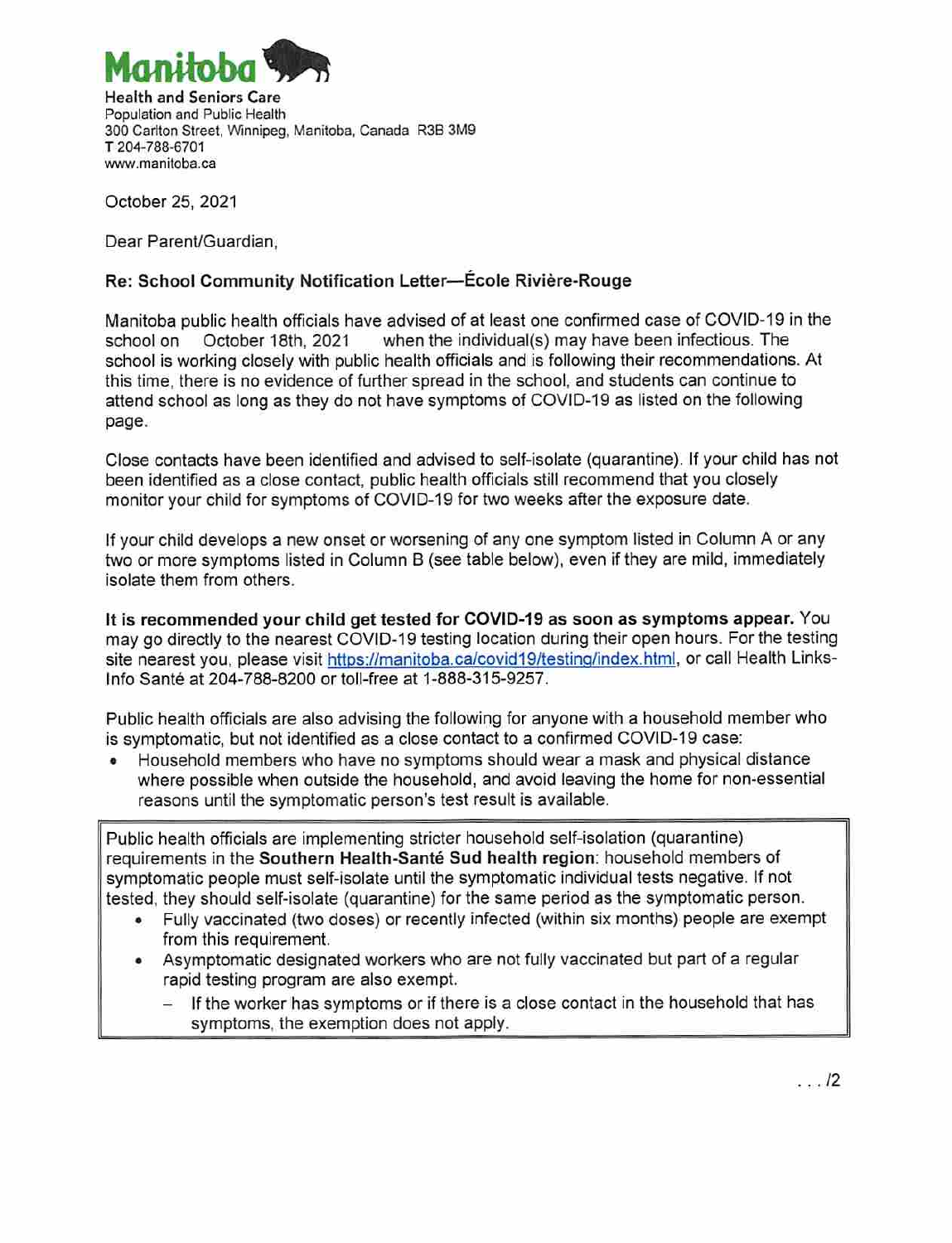**Manitoba**

**Health and Seniors Care**
Population and Public Health
300 Carlton Street, Winnipeg, Manitoba, Canada R3B 3M9
**T** 204-788-6701
www.manitoba.ca

October 25, 2021

Dear Parent/Guardian,

**Re: School Community Notification Letter—École Rivière-Rouge**

Manitoba public health officials have advised of at least one confirmed case of COVID-19 in the school on October 18th, 2021 when the individual(s) may have been infectious. The school is working closely with public health officials and is following their recommendations. At this time, there is no evidence of further spread in the school, and students can continue to attend school as long as they do not have symptoms of COVID-19 as listed on the following page.

Close contacts have been identified and advised to self-isolate (quarantine). If your child has not been identified as a close contact, public health officials still recommend that you closely monitor your child for symptoms of COVID-19 for two weeks after the exposure date.

If your child develops a new onset or worsening of any one symptom listed in Column A or any two or more symptoms listed in Column B (see table below), even if they are mild, immediately isolate them from others.

**It is recommended your child get tested for COVID-19 as soon as symptoms appear.** You may go directly to the nearest COVID-19 testing location during their open hours. For the testing site nearest you, please visit https://manitoba.ca/covid19/testing/index.html, or call Health Links-Info Santé at 204-788-8200 or toll-free at 1-888-315-9257.

Public health officials are also advising the following for anyone with a household member who is symptomatic, but not identified as a close contact to a confirmed COVID-19 case:

- Household members who have no symptoms should wear a mask and physical distance where possible when outside the household, and avoid leaving the home for non-essential reasons until the symptomatic person's test result is available.

Public health officials are implementing stricter household self-isolation (quarantine) requirements in the **Southern Health-Santé Sud health region**: household members of symptomatic people must self-isolate until the symptomatic individual tests negative. If not tested, they should self-isolate (quarantine) for the same period as the symptomatic person.

- Fully vaccinated (two doses) or recently infected (within six months) people are exempt from this requirement.
- Asymptomatic designated workers who are not fully vaccinated but part of a regular rapid testing program are also exempt.
  - If the worker has symptoms or if there is a close contact in the household that has symptoms, the exemption does not apply.

. . . /2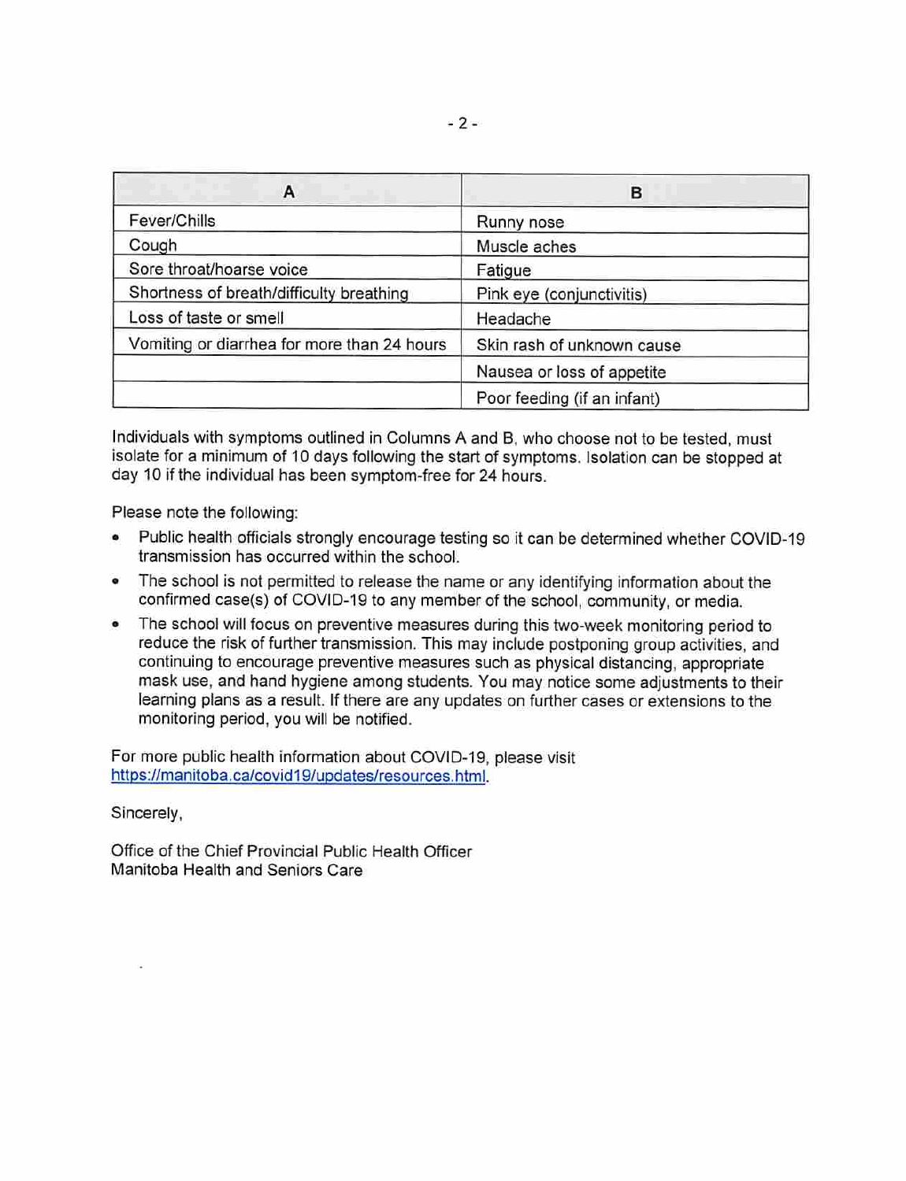| A | B |
| --- | --- |
| Fever/Chills | Runny nose |
| Cough | Muscle aches |
| Sore throat/hoarse voice | Fatigue |
| Shortness of breath/difficulty breathing | Pink eye (conjunctivitis) |
| Loss of taste or smell | Headache |
| Vomiting or diarrhea for more than 24 hours | Skin rash of unknown cause |
| | Nausea or loss of appetite |
| | Poor feeding (if an infant) |

Individuals with symptoms outlined in Columns A and B, who choose not to be tested, must isolate for a minimum of 10 days following the start of symptoms. Isolation can be stopped at day 10 if the individual has been symptom-free for 24 hours.

Please note the following:

- Public health officials strongly encourage testing so it can be determined whether COVID-19 transmission has occurred within the school.
- The school is not permitted to release the name or any identifying information about the confirmed case(s) of COVID-19 to any member of the school, community, or media.
- The school will focus on preventive measures during this two-week monitoring period to reduce the risk of further transmission. This may include postponing group activities, and continuing to encourage preventive measures such as physical distancing, appropriate mask use, and hand hygiene among students. You may notice some adjustments to their learning plans as a result. If there are any updates on further cases or extensions to the monitoring period, you will be notified.

For more public health information about COVID-19, please visit https://manitoba.ca/covid19/updates/resources.html.

Sincerely,

Office of the Chief Provincial Public Health Officer
Manitoba Health and Seniors Care